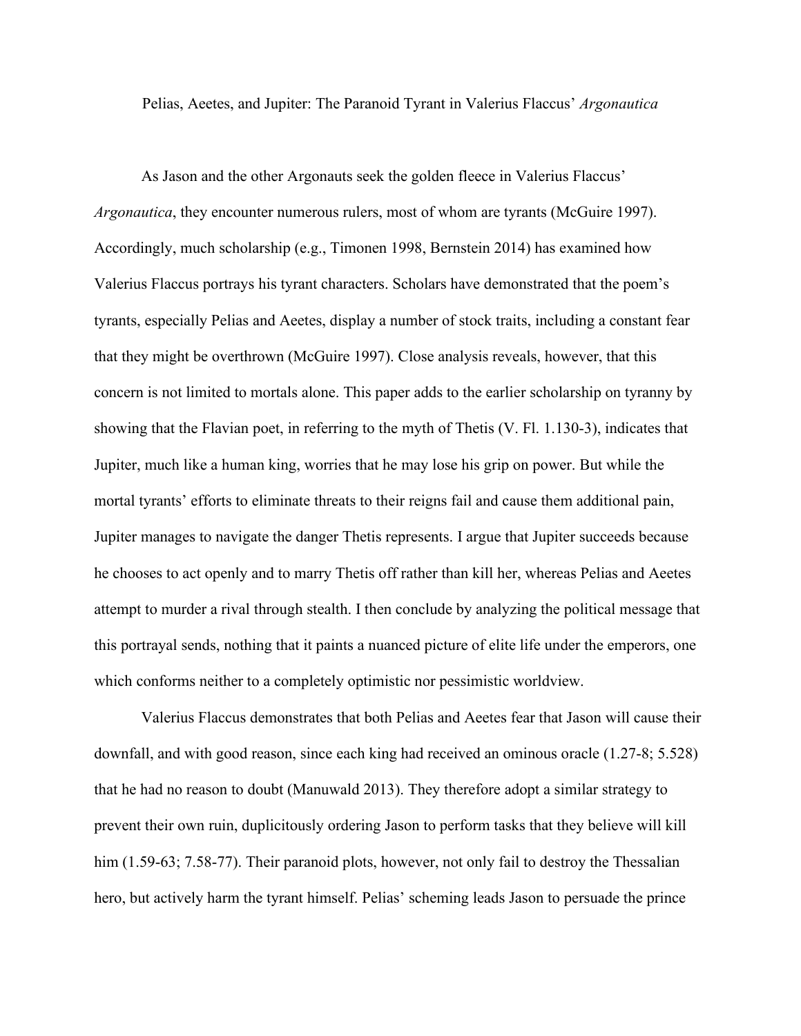# Pelias, Aeetes, and Jupiter: The Paranoid Tyrant in Valerius Flaccus' *Argonautica*

As Jason and the other Argonauts seek the golden fleece in Valerius Flaccus' *Argonautica*, they encounter numerous rulers, most of whom are tyrants (McGuire 1997). Accordingly, much scholarship (e.g., Timonen 1998, Bernstein 2014) has examined how Valerius Flaccus portrays his tyrant characters. Scholars have demonstrated that the poem's tyrants, especially Pelias and Aeetes, display a number of stock traits, including a constant fear that they might be overthrown (McGuire 1997). Close analysis reveals, however, that this concern is not limited to mortals alone. This paper adds to the earlier scholarship on tyranny by showing that the Flavian poet, in referring to the myth of Thetis (V. Fl. 1.130-3), indicates that Jupiter, much like a human king, worries that he may lose his grip on power. But while the mortal tyrants' efforts to eliminate threats to their reigns fail and cause them additional pain, Jupiter manages to navigate the danger Thetis represents. I argue that Jupiter succeeds because he chooses to act openly and to marry Thetis off rather than kill her, whereas Pelias and Aeetes attempt to murder a rival through stealth. I then conclude by analyzing the political message that this portrayal sends, nothing that it paints a nuanced picture of elite life under the emperors, one which conforms neither to a completely optimistic nor pessimistic worldview.

Valerius Flaccus demonstrates that both Pelias and Aeetes fear that Jason will cause their downfall, and with good reason, since each king had received an ominous oracle (1.27-8; 5.528) that he had no reason to doubt (Manuwald 2013). They therefore adopt a similar strategy to prevent their own ruin, duplicitously ordering Jason to perform tasks that they believe will kill him (1.59-63; 7.58-77). Their paranoid plots, however, not only fail to destroy the Thessalian hero, but actively harm the tyrant himself. Pelias' scheming leads Jason to persuade the prince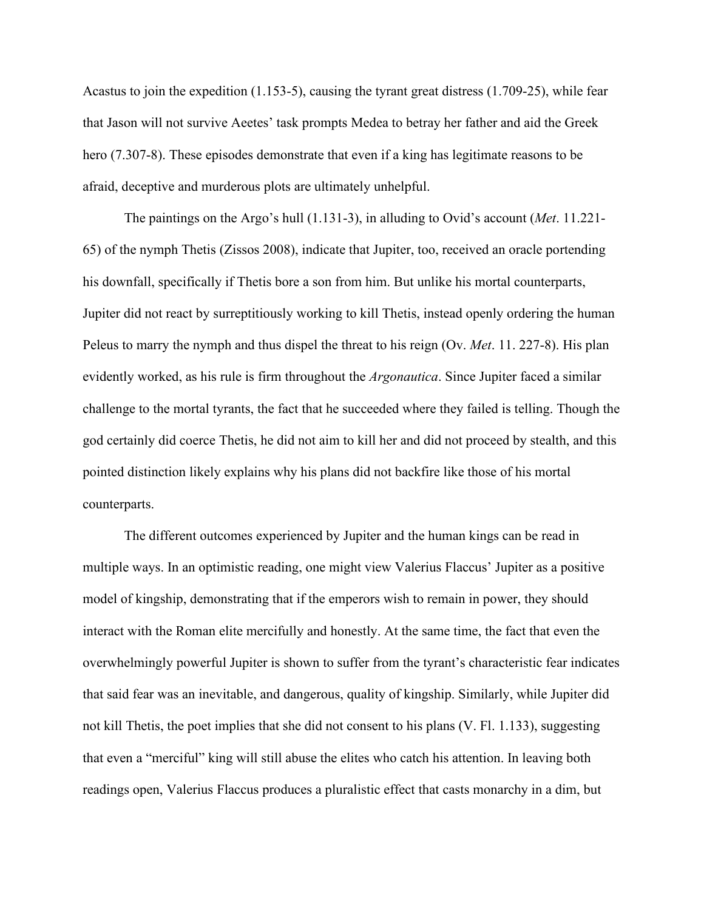Acastus to join the expedition (1.153-5), causing the tyrant great distress (1.709-25), while fear that Jason will not survive Aeetes' task prompts Medea to betray her father and aid the Greek hero (7.307-8). These episodes demonstrate that even if a king has legitimate reasons to be afraid, deceptive and murderous plots are ultimately unhelpful.

The paintings on the Argo's hull (1.131-3), in alluding to Ovid's account (*Met*. 11.221-65) of the nymph Thetis (Zissos 2008), indicate that Jupiter, too, received an oracle portending his downfall, specifically if Thetis bore a son from him. But unlike his mortal counterparts, Jupiter did not react by surreptitiously working to kill Thetis, instead openly ordering the human Peleus to marry the nymph and thus dispel the threat to his reign (Ov. *Met*. 11. 227-8). His plan evidently worked, as his rule is firm throughout the *Argonautica*. Since Jupiter faced a similar challenge to the mortal tyrants, the fact that he succeeded where they failed is telling. Though the god certainly did coerce Thetis, he did not aim to kill her and did not proceed by stealth, and this pointed distinction likely explains why his plans did not backfire like those of his mortal counterparts.

The different outcomes experienced by Jupiter and the human kings can be read in multiple ways. In an optimistic reading, one might view Valerius Flaccus' Jupiter as a positive model of kingship, demonstrating that if the emperors wish to remain in power, they should interact with the Roman elite mercifully and honestly. At the same time, the fact that even the overwhelmingly powerful Jupiter is shown to suffer from the tyrant's characteristic fear indicates that said fear was an inevitable, and dangerous, quality of kingship. Similarly, while Jupiter did not kill Thetis, the poet implies that she did not consent to his plans (V. Fl. 1.133), suggesting that even a "merciful" king will still abuse the elites who catch his attention. In leaving both readings open, Valerius Flaccus produces a pluralistic effect that casts monarchy in a dim, but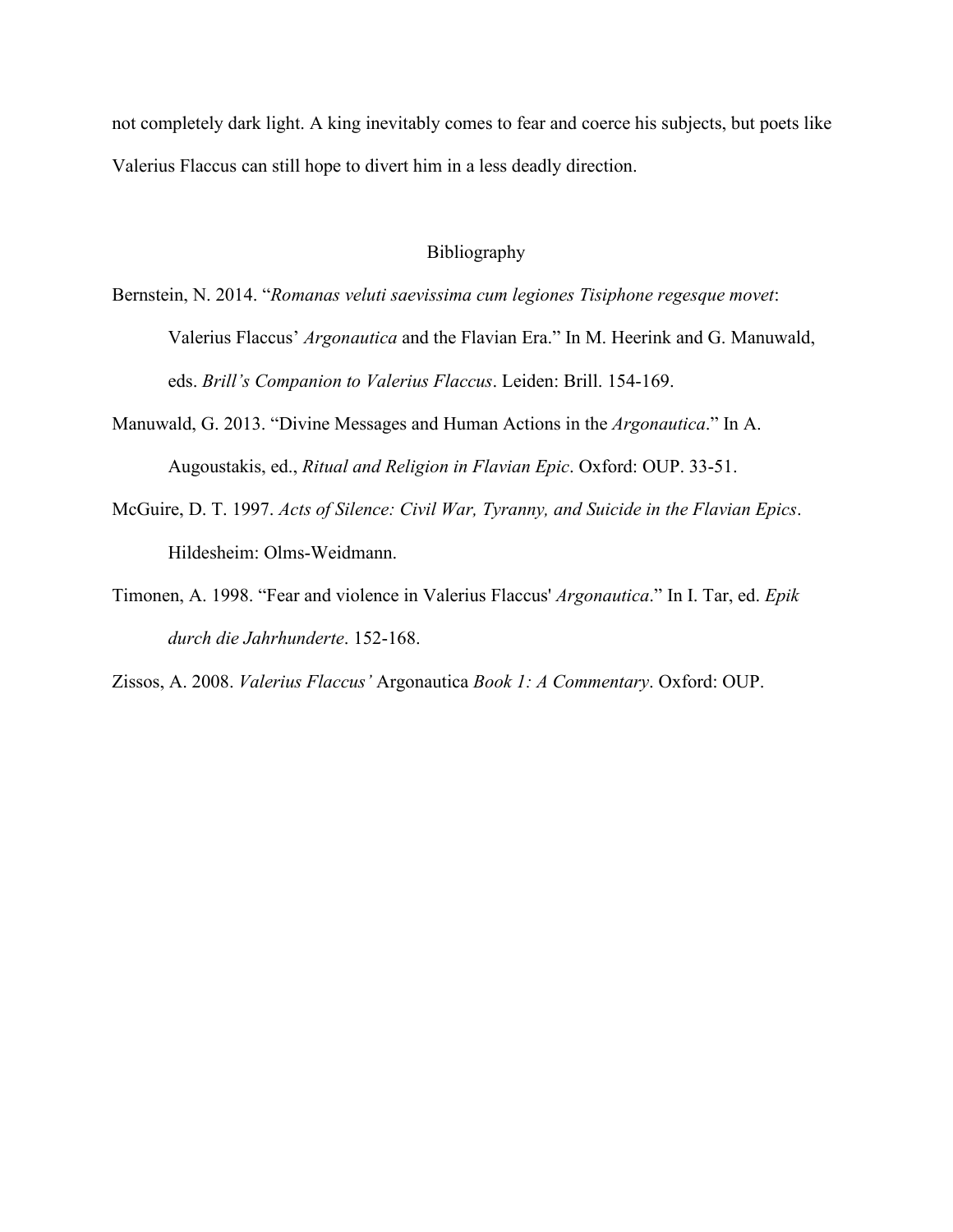not completely dark light. A king inevitably comes to fear and coerce his subjects, but poets like Valerius Flaccus can still hope to divert him in a less deadly direction.

## Bibliography

Bernstein, N. 2014. "*Romanas veluti saevissima cum legiones Tisiphone regesque movet*: Valerius Flaccus' *Argonautica* and the Flavian Era." In M. Heerink and G. Manuwald, eds. *Brill's Companion to Valerius Flaccus*. Leiden: Brill. 154-169.

Manuwald, G. 2013. "Divine Messages and Human Actions in the *Argonautica*." In A. Augoustakis, ed., *Ritual and Religion in Flavian Epic*. Oxford: OUP. 33-51.

McGuire, D. T. 1997. *Acts of Silence: Civil War, Tyranny, and Suicide in the Flavian Epics*. Hildesheim: Olms-Weidmann.

Timonen, A. 1998. "Fear and violence in Valerius Flaccus' *Argonautica*." In I. Tar, ed. *Epik durch die Jahrhunderte*. 152-168.

Zissos, A. 2008. *Valerius Flaccus'* Argonautica *Book 1: A Commentary*. Oxford: OUP.